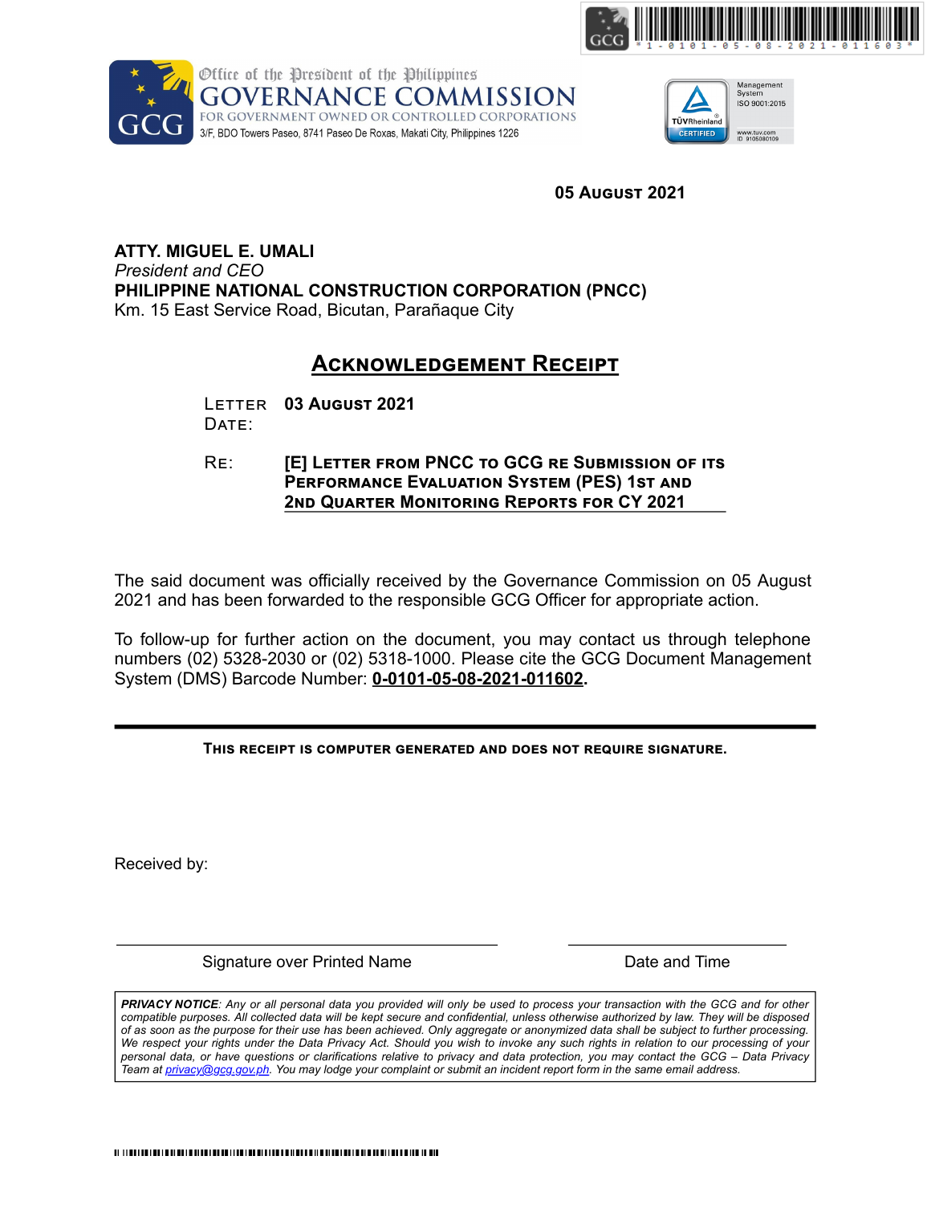Office of the President of the Philippines
**GOVERNANCE COMMISSION**
FOR GOVERNMENT OWNED OR CONTROLLED CORPORATIONS
3/F, BDO Towers Paseo, 8741 Paseo De Roxas, Makati City, Philippines 1226

**05 AUGUST 2021**

**ATTY. MIGUEL E. UMALI**
*President and CEO*
**PHILIPPINE NATIONAL CONSTRUCTION CORPORATION (PNCC)**
Km. 15 East Service Road, Bicutan, Parañaque City

## ACKNOWLEDGEMENT RECEIPT

LETTER DATE: **03 AUGUST 2021**

RE: **[E] LETTER FROM PNCC TO GCG RE SUBMISSION OF ITS PERFORMANCE EVALUATION SYSTEM (PES) 1ST AND 2ND QUARTER MONITORING REPORTS FOR CY 2021**

The said document was officially received by the Governance Commission on 05 August 2021 and has been forwarded to the responsible GCG Officer for appropriate action.

To follow-up for further action on the document, you may contact us through telephone numbers (02) 5328-2030 or (02) 5318-1000. Please cite the GCG Document Management System (DMS) Barcode Number: **0-0101-05-08-2021-011602**.

---

**THIS RECEIPT IS COMPUTER GENERATED AND DOES NOT REQUIRE SIGNATURE.**

Received by:

| Signature over Printed Name | Date and Time |
|---|---|
| | |

***PRIVACY NOTICE****: Any or all personal data you provided will only be used to process your transaction with the GCG and for other compatible purposes. All collected data will be kept secure and confidential, unless otherwise authorized by law. They will be disposed of as soon as the purpose for their use has been achieved. Only aggregate or anonymized data shall be subject to further processing. We respect your rights under the Data Privacy Act. Should you wish to invoke any such rights in relation to our processing of your personal data, or have questions or clarifications relative to privacy and data protection, you may contact the GCG – Data Privacy Team at privacy@gcg.gov.ph. You may lodge your complaint or submit an incident report form in the same email address.*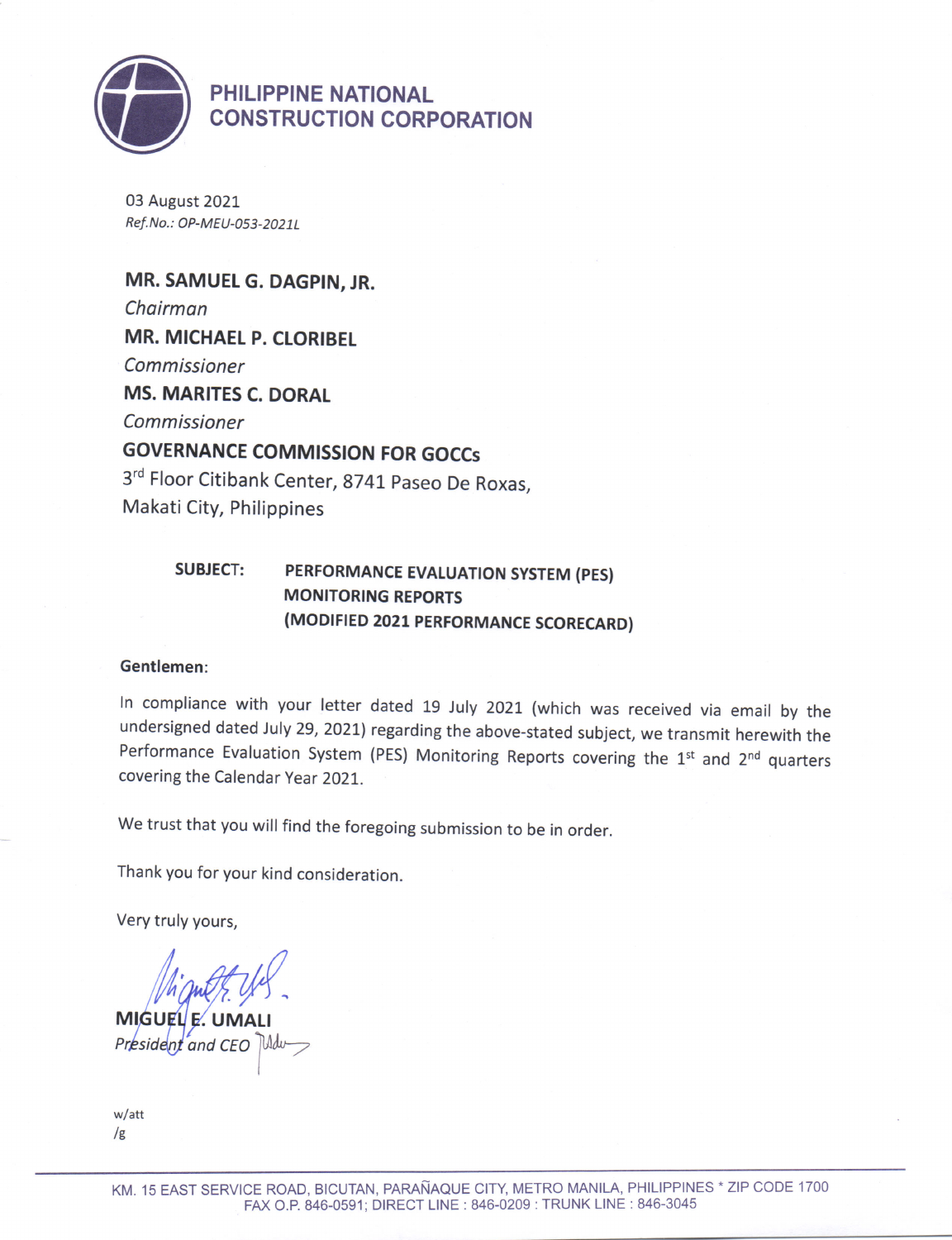# PHILIPPINE NATIONAL CONSTRUCTION CORPORATION

03 August 2021

*Ref.No.: OP-MEU-053-2021L*

**MR. SAMUEL G. DAGPIN, JR.**
*Chairman*
**MR. MICHAEL P. CLORIBEL**
*Commissioner*
**MS. MARITES C. DORAL**
*Commissioner*
**GOVERNANCE COMMISSION FOR GOCCs**
3rd Floor Citibank Center, 8741 Paseo De Roxas,
Makati City, Philippines

**SUBJECT: PERFORMANCE EVALUATION SYSTEM (PES) MONITORING REPORTS (MODIFIED 2021 PERFORMANCE SCORECARD)**

**Gentlemen:**

In compliance with your letter dated 19 July 2021 (which was received via email by the undersigned dated July 29, 2021) regarding the above-stated subject, we transmit herewith the Performance Evaluation System (PES) Monitoring Reports covering the 1st and 2nd quarters covering the Calendar Year 2021.

We trust that you will find the foregoing submission to be in order.

Thank you for your kind consideration.

Very truly yours,

**MIGUEL E. UMALI**
*President and CEO*

w/att
/g

KM. 15 EAST SERVICE ROAD, BICUTAN, PARAÑAQUE CITY, METRO MANILA, PHILIPPINES * ZIP CODE 1700
FAX O.P. 846-0591; DIRECT LINE : 846-0209 : TRUNK LINE : 846-3045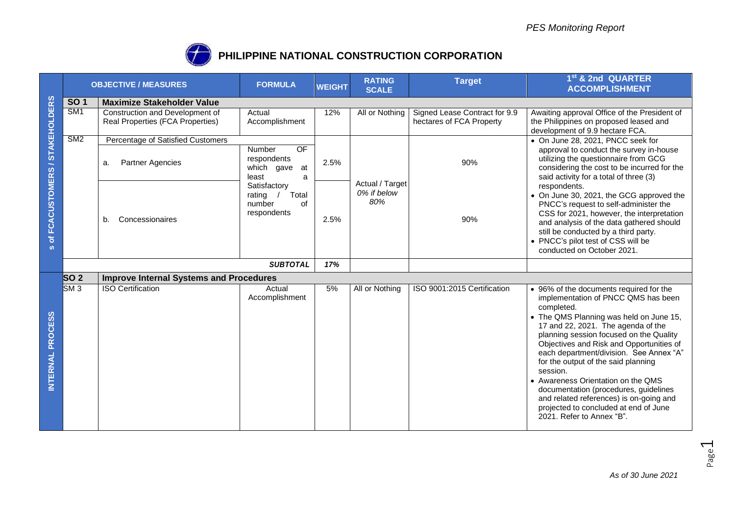# PHILIPPINE NATIONAL CONSTRUCTION CORPORATION

| | | OBJECTIVE / MEASURES | FORMULA | WEIGHT | RATING SCALE | Target | 1st & 2nd QUARTER ACCOMPLISHMENT |
|---|---|---|---|---|---|---|---|
| s of FCACUSTOMERS / STAKEHOLDERS | SO 1 | **Maximize Stakeholder Value** | | | | | |
| | SM1 | Construction and Development of Real Properties (FCA Properties) | Actual Accomplishment | 12% | All or Nothing | Signed Lease Contract for 9.9 hectares of FCA Property | Awaiting approval Office of the President of the Philippines on proposed leased and development of 9.9 hectare FCA. |
| | SM2 | Percentage of Satisfied Customers | | | | | • On June 28, 2021, PNCC seek for approval to conduct the survey in-house utilizing the questionnaire from GCG considering the cost to be incurred for the said activity for a total of three (3) respondents.<br>• On June 30, 2021, the GCG approved the PNCC's request to self-administer the CSS for 2021, however, the interpretation and analysis of the data gathered should still be conducted by a third party.<br>• PNCC's pilot test of CSS will be conducted on October 2021. |
| | | a. Partner Agencies | Number OF respondents which gave at least a Satisfactory rating / Total number of respondents | 2.5% | Actual / Target<br>*0% if below 80%* | 90% | |
| | | b. Concessionaires | | 2.5% | | 90% | |
| | | | ***SUBTOTAL*** | ***17%*** | | | |
| INTERNAL PROCESS | SO 2 | **Improve Internal Systems and Procedures** | | | | | |
| | SM 3 | ISO Certification | Actual Accomplishment | 5% | All or Nothing | ISO 9001:2015 Certification | • 96% of the documents required for the implementation of PNCC QMS has been completed.<br>• The QMS Planning was held on June 15, 17 and 22, 2021. The agenda of the planning session focused on the Quality Objectives and Risk and Opportunities of each department/division. See Annex "A" for the output of the said planning session.<br>• Awareness Orientation on the QMS documentation (procedures, guidelines and related references) is on-going and projected to concluded at end of June 2021. Refer to Annex "B". |

*As of 30 June 2021*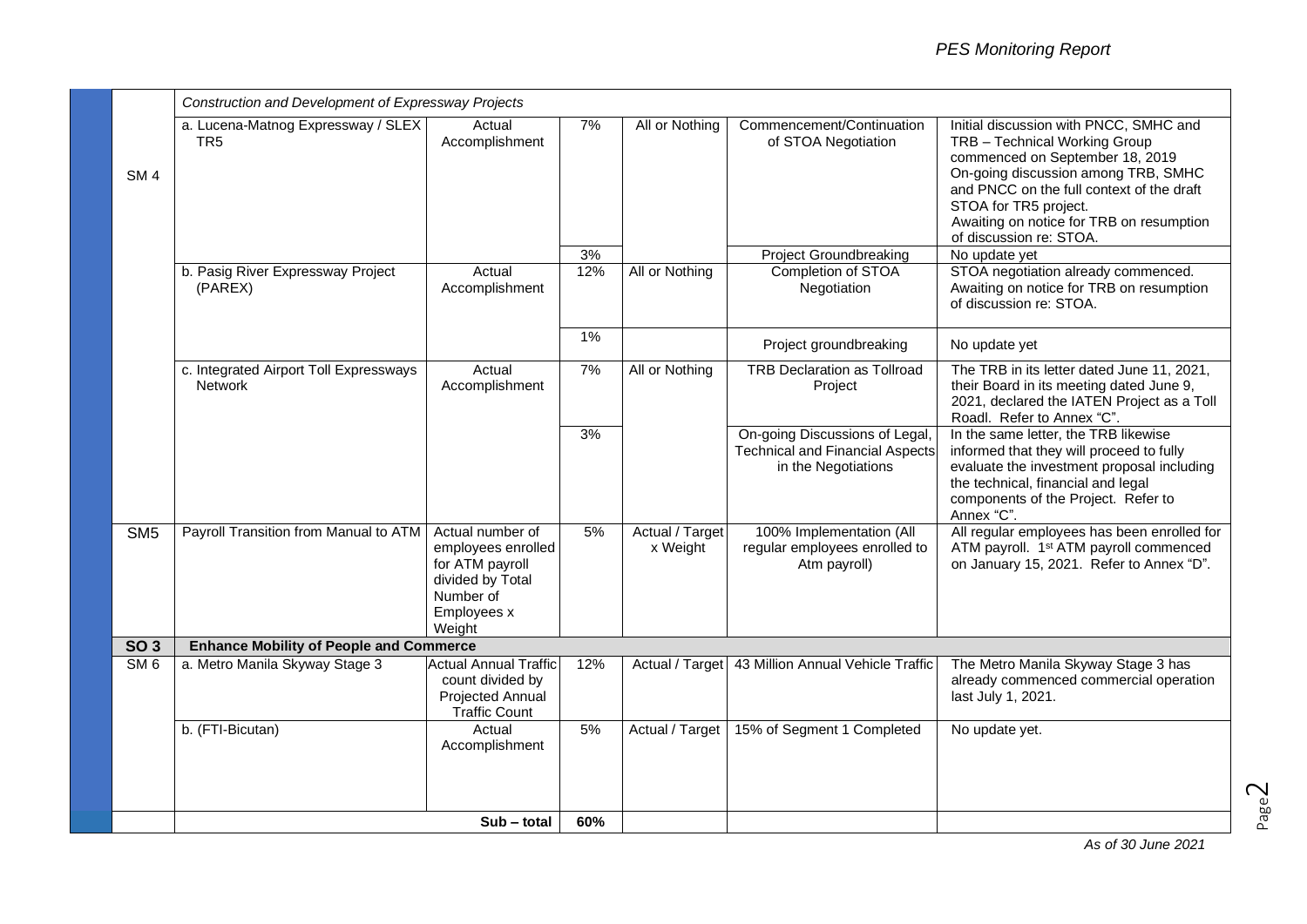| | | | | | | |
|---|---|---|---|---|---|---|
| | *Construction and Development of Expressway Projects* | | | | | |
| SM 4 | a. Lucena-Matnog Expressway / SLEX TR5 | Actual Accomplishment | 7% | All or Nothing | Commencement/Continuation of STOA Negotiation | Initial discussion with PNCC, SMHC and TRB – Technical Working Group commenced on September 18, 2019 On-going discussion among TRB, SMHC and PNCC on the full context of the draft STOA for TR5 project. Awaiting on notice for TRB on resumption of discussion re: STOA. |
| | | | 3% | | Project Groundbreaking | No update yet |
| | b. Pasig River Expressway Project (PAREX) | Actual Accomplishment | 12% | All or Nothing | Completion of STOA Negotiation | STOA negotiation already commenced. Awaiting on notice for TRB on resumption of discussion re: STOA. |
| | | | 1% | | Project groundbreaking | No update yet |
| | c. Integrated Airport Toll Expressways Network | Actual Accomplishment | 7% | All or Nothing | TRB Declaration as Tollroad Project | The TRB in its letter dated June 11, 2021, their Board in its meeting dated June 9, 2021, declared the IATEN Project as a Toll Roadl. Refer to Annex "C". |
| | | | 3% | | On-going Discussions of Legal, Technical and Financial Aspects in the Negotiations | In the same letter, the TRB likewise informed that they will proceed to fully evaluate the investment proposal including the technical, financial and legal components of the Project. Refer to Annex "C". |
| SM5 | Payroll Transition from Manual to ATM | Actual number of employees enrolled for ATM payroll divided by Total Number of Employees x Weight | 5% | Actual / Target x Weight | 100% Implementation (All regular employees enrolled to Atm payroll) | All regular employees has been enrolled for ATM payroll. 1st ATM payroll commenced on January 15, 2021. Refer to Annex "D". |
| **SO 3** | **Enhance Mobility of People and Commerce** | | | | | |
| SM 6 | a. Metro Manila Skyway Stage 3 | Actual Annual Traffic count divided by Projected Annual Traffic Count | 12% | Actual / Target | 43 Million Annual Vehicle Traffic | The Metro Manila Skyway Stage 3 has already commenced commercial operation last July 1, 2021. |
| | b. (FTI-Bicutan) | Actual Accomplishment | 5% | Actual / Target | 15% of Segment 1 Completed | No update yet. |
| | | **Sub – total** | **60%** | | | |

*As of 30 June 2021*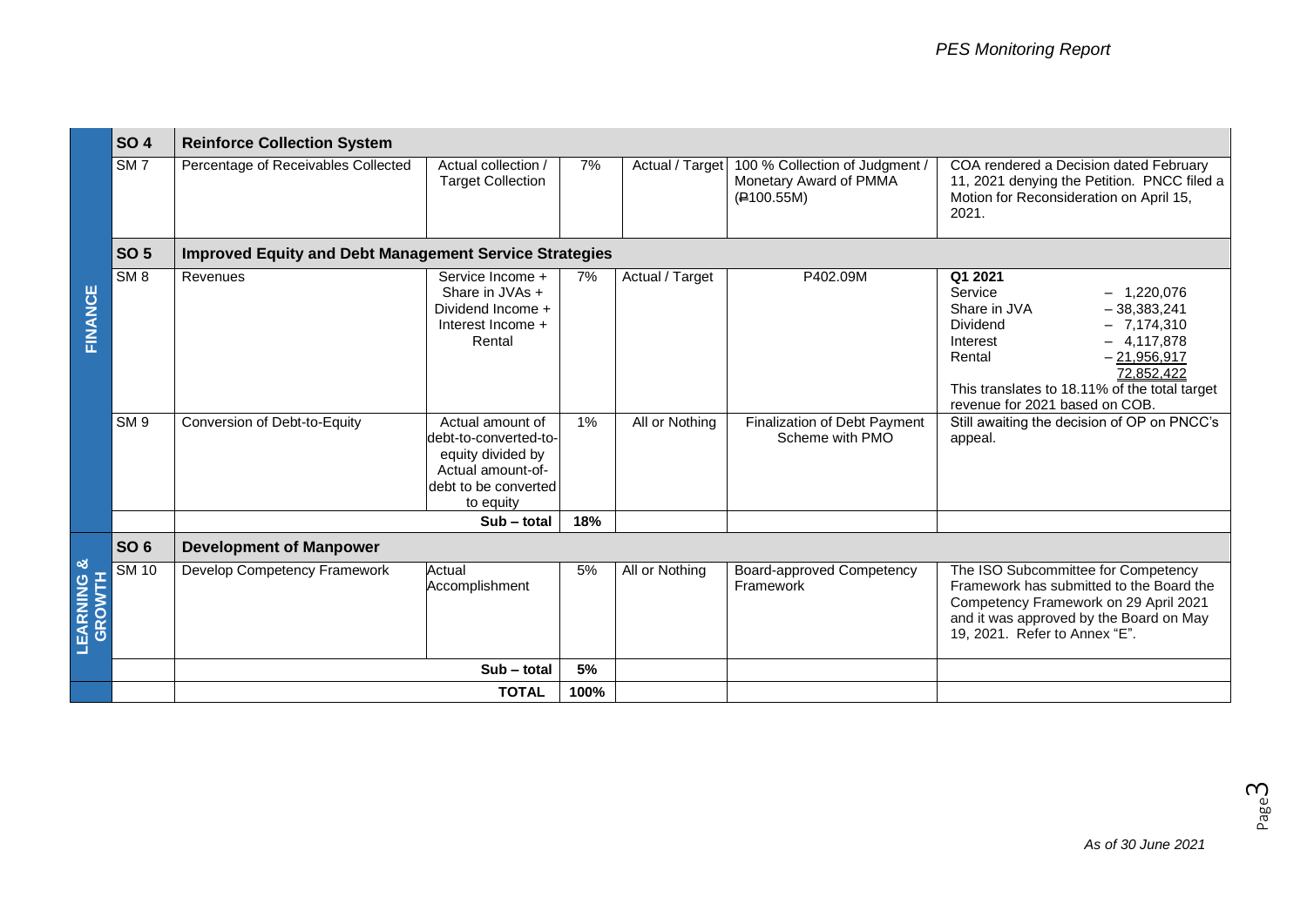| | | | | | | | |
|---|---|---|---|---|---|---|---|
| FINANCE | **SO 4** | **Reinforce Collection System** | | | | | |
| | SM 7 | Percentage of Receivables Collected | Actual collection / Target Collection | 7% | Actual / Target | 100 % Collection of Judgment / Monetary Award of PMMA (₱100.55M) | COA rendered a Decision dated February 11, 2021 denying the Petition. PNCC filed a Motion for Reconsideration on April 15, 2021. |
| | **SO 5** | **Improved Equity and Debt Management Service Strategies** | | | | | |
| | SM 8 | Revenues | Service Income + Share in JVAs + Dividend Income + Interest Income + Rental | 7% | Actual / Target | P402.09M | **Q1 2021**<br>Service – 1,220,076<br>Share in JVA – 38,383,241<br>Dividend – 7,174,310<br>Interest – 4,117,878<br>Rental – 21,956,917<br>72,852,422<br>This translates to 18.11% of the total target revenue for 2021 based on COB. |
| | SM 9 | Conversion of Debt-to-Equity | Actual amount of debt-to-converted-to-equity divided by Actual amount-of-debt to be converted to equity | 1% | All or Nothing | Finalization of Debt Payment Scheme with PMO | Still awaiting the decision of OP on PNCC's appeal. |
| | | **Sub – total** | | **18%** | | | |
| LEARNING & GROWTH | **SO 6** | **Development of Manpower** | | | | | |
| | SM 10 | Develop Competency Framework | Actual Accomplishment | 5% | All or Nothing | Board-approved Competency Framework | The ISO Subcommittee for Competency Framework has submitted to the Board the Competency Framework on 29 April 2021 and it was approved by the Board on May 19, 2021. Refer to Annex "E". |
| | | **Sub – total** | | **5%** | | | |
| | | **TOTAL** | | **100%** | | | |

*As of 30 June 2021*